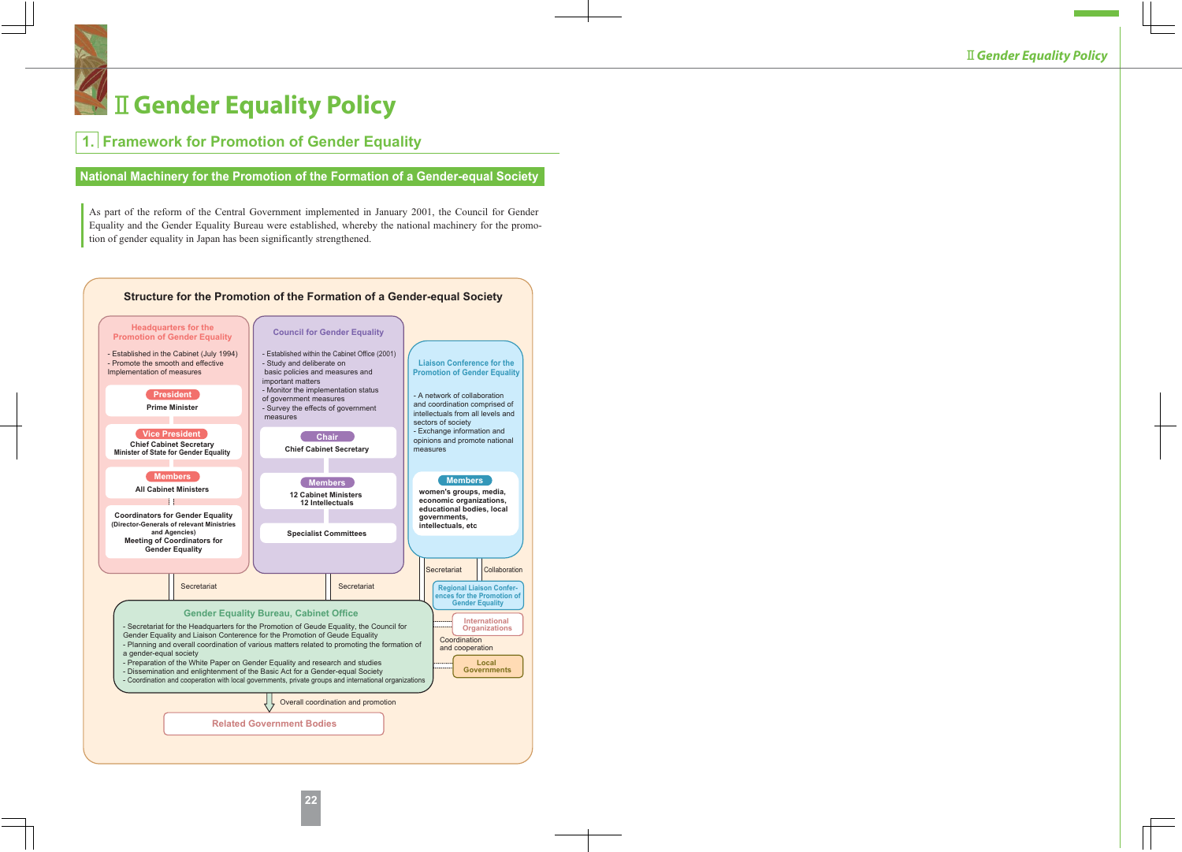# Ⅱ Gender Equality Policy

## 1. Framework for Promotion of Gender Equality

### National Machinery for the Promotion of the Formation of a Gender-equal Society

As part of the reform of the Central Government implemented in January 2001, the Council for Gender Equality and the Gender Equality Bureau were established, whereby the national machinery for the promotion of gender equality in Japan has been significantly strengthened.

**Structure for the Promotion of the Formation of a Gender-equal Society**

**Headquarters for the Promotion of Gender Equality**

- Established in the Cabinet (July 1994)
- Promote the smooth and effective Implementation of measures

President: Prime Minister

Vice President: Chief Cabinet Secretary, Minister of State for Gender Equality

Members: All Cabinet Ministers

Coordinators for Gender Equality (Director-Generals of relevant Ministries and Agencies)
Meeting of Coordinators for Gender Equality

**Council for Gender Equality**

- Established within the Cabinet Office (2001)
- Study and deliberate on basic policies and measures and important matters
- Monitor the implementation status of government measures
- Survey the effects of government measures

Chair: Chief Cabinet Secretary

Members: 12 Cabinet Ministers, 12 Intellectuals

Specialist Committees

**Liaison Conference for the Promotion of Gender Equality**

- A network of collaboration and coordination comprised of intellectuals from all levels and sectors of society
- Exchange information and opinions and promote national measures

Members: women's groups, media, economic organizations, educational bodies, local governments, intellectuals, etc

Secretariat | Secretariat | Secretariat | Collaboration

Regional Liaison Conferences for the Promotion of Gender Equality

**Gender Equality Bureau, Cabinet Office**

- Secretariat for the Headquarters for the Promotion of Geude Equality, the Council for Gender Equality and Liaison Conterence for the Promotion of Geude Equality
- Planning and overall coordination of various matters related to promoting the formation of a gender-equal society
- Preparation of the White Paper on Gender Equality and research and studies
- Dissemination and enlightenment of the Basic Act for a Gender-equal Society
- Coordination and cooperation with local governments, private groups and international organizations

Coordination and cooperation: International Organizations; Local Governments

Overall coordination and promotion

Related Government Bodies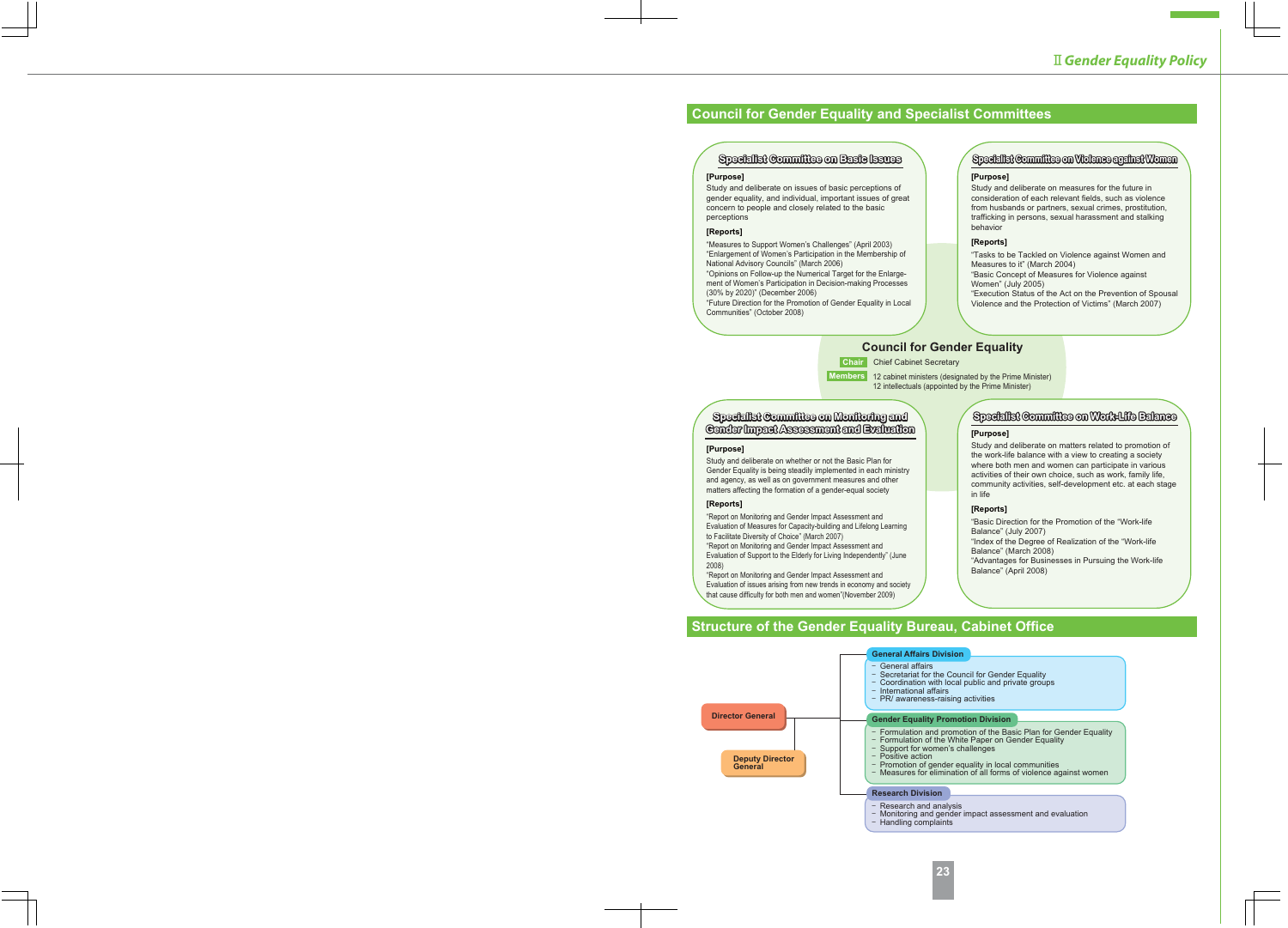## Council for Gender Equality and Specialist Committees

### Specialist Committee on Basic Issues

**[Purpose]**

Study and deliberate on issues of basic perceptions of gender equality, and individual, important issues of great concern to people and closely related to the basic perceptions

**[Reports]**

"Measures to Support Women's Challenges" (April 2003)
"Enlargement of Women's Participation in the Membership of National Advisory Councils" (March 2006)
"Opinions on Follow-up the Numerical Target for the Enlargement of Women's Participation in Decision-making Processes (30% by 2020)" (December 2006)
"Future Direction for the Promotion of Gender Equality in Local Communities" (October 2008)

### Specialist Committee on Violence against Women

**[Purpose]**

Study and deliberate on measures for the future in consideration of each relevant fields, such as violence from husbands or partners, sexual crimes, prostitution, trafficking in persons, sexual harassment and stalking behavior

**[Reports]**

"Tasks to be Tackled on Violence against Women and Measures to it" (March 2004)
"Basic Concept of Measures for Violence against Women" (July 2005)
"Execution Status of the Act on the Prevention of Spousal Violence and the Protection of Victims" (March 2007)

### Council for Gender Equality

**Chair** Chief Cabinet Secretary

**Members** 12 cabinet ministers (designated by the Prime Minister)
12 intellectuals (appointed by the Prime Minister)

### Specialist Committee on Monitoring and Gender Impact Assessment and Evaluation

**[Purpose]**

Study and deliberate on whether or not the Basic Plan for Gender Equality is being steadily implemented in each ministry and agency, as well as on government measures and other matters affecting the formation of a gender-equal society

**[Reports]**

"Report on Monitoring and Gender Impact Assessment and Evaluation of Measures for Capacity-building and Lifelong Learning to Facilitate Diversity of Choice" (March 2007)
"Report on Monitoring and Gender Impact Assessment and Evaluation of Support to the Elderly for Living Independently" (June 2008)
"Report on Monitoring and Gender Impact Assessment and Evaluation of issues arising from new trends in economy and society that cause difficulty for both men and women"(November 2009)

### Specialist Committee on Work-Life Balance

**[Purpose]**

Study and deliberate on matters related to promotion of the work-life balance with a view to creating a society where both men and women can participate in various activities of their own choice, such as work, family life, community activities, self-development etc. at each stage in life

**[Reports]**

"Basic Direction for the Promotion of the "Work-life Balance" (July 2007)
"Index of the Degree of Realization of the "Work-life Balance" (March 2008)
"Advantages for Businesses in Pursuing the Work-life Balance" (April 2008)

## Structure of the Gender Equality Bureau, Cabinet Office

**Director General**

**Deputy Director General**

**General Affairs Division**
- General affairs
- Secretariat for the Council for Gender Equality
- Coordination with local public and private groups
- International affairs
- PR/ awareness-raising activities

**Gender Equality Promotion Division**
- Formulation and promotion of the Basic Plan for Gender Equality
- Formulation of the White Paper on Gender Equality
- Support for women's challenges
- Positive action
- Promotion of gender equality in local communities
- Measures for elimination of all forms of violence against women

**Research Division**
- Research and analysis
- Monitoring and gender impact assessment and evaluation
- Handling complaints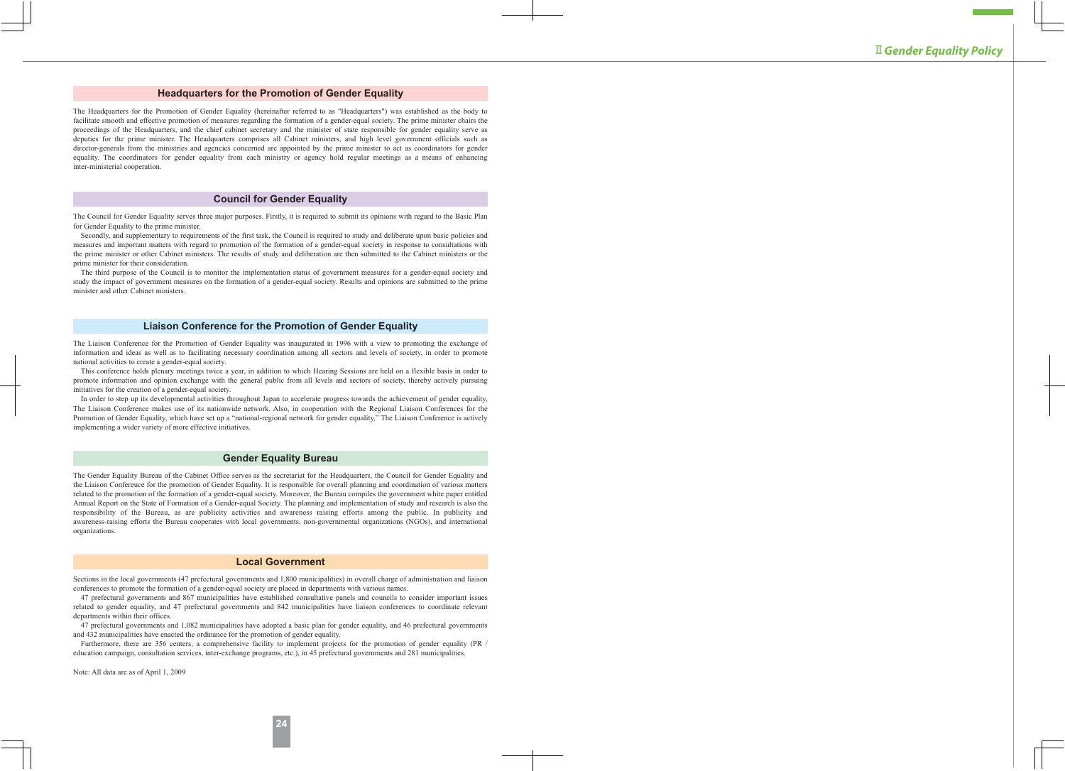## Headquarters for the Promotion of Gender Equality

The Headquarters for the Promotion of Gender Equality (hereinafter referred to as "Headquarters") was established as the body to facilitate smooth and effective promotion of measures regarding the formation of a gender-equal society. The prime minister chairs the proceedings of the Headquarters, and the chief cabinet secretary and the minister of state responsible for gender equality serve as deputies for the prime minister. The Headquarters comprises all Cabinet ministers, and high level government officials such as director-generals from the ministries and agencies concerned are appointed by the prime minister to act as coordinators for gender equality. The coordinators for gender equality from each ministry or agency hold regular meetings as a means of enhancing inter-ministerial cooperation.

## Council for Gender Equality

The Council for Gender Equality serves three major purposes. Firstly, it is required to submit its opinions with regard to the Basic Plan for Gender Equality to the prime minister.

Secondly, and supplementary to requirements of the first task, the Council is required to study and deliberate upon basic policies and measures and important matters with regard to promotion of the formation of a gender-equal society in response to consultations with the prime minister or other Cabinet ministers. The results of study and deliberation are then submitted to the Cabinet ministers or the prime minister for their consideration.

The third purpose of the Council is to monitor the implementation status of government measures for a gender-equal society and study the impact of government measures on the formation of a gender-equal society. Results and opinions are submitted to the prime minister and other Cabinet ministers.

## Liaison Conference for the Promotion of Gender Equality

The Liaison Conference for the Promotion of Gender Equality was inaugurated in 1996 with a view to promoting the exchange of information and ideas as well as to facilitating necessary coordination among all sectors and levels of society, in order to promote national activities to create a gender-equal society.

This conference holds plenary meetings twice a year, in addition to which Hearing Sessions are held on a flexible basis in order to promote information and opinion exchange with the general public from all levels and sectors of society, thereby actively pursuing initiatives for the creation of a gender-equal society.

In order to step up its developmental activities throughout Japan to accelerate progress towards the achievement of gender equality, The Liaison Conference makes use of its nationwide network. Also, in cooperation with the Regional Liaison Conferences for the Promotion of Gender Equality, which have set up a "national-regional network for gender equality," The Liaison Conference is actively implementing a wider variety of more effective initiatives.

## Gender Equality Bureau

The Gender Equality Bureau of the Cabinet Office serves as the secretariat for the Headquarters, the Council for Gender Equality and the Liaison Confereuce for the promotion of Gender Equality. It is responsible for overall planning and coordination of various matters related to the promotion of the formation of a gender-equal society. Moreover, the Bureau compiles the government white paper entitled Annual Report on the State of Formation of a Gender-equal Society. The planning and implementation of study and research is also the responsibility of the Bureau, as are publicity activities and awareness raising efforts among the public. In publicity and awareness-raising efforts the Bureau cooperates with local governments, non-governmental organizations (NGOs), and international organizations.

## Local Government

Sections in the local governments (47 prefectural governments and 1,800 municipalities) in overall charge of administration and liaison conferences to promote the formation of a gender-equal society are placed in departments with various names.

47 prefectural governments and 867 municipalities have established consultative panels and councils to consider important issues related to gender equality, and 47 prefectural governments and 842 municipalities have liaison conferences to coordinate relevant departments within their offices.

47 prefectural governments and 1,082 municipalities have adopted a basic plan for gender equality, and 46 prefectural governments and 432 municipalities have enacted the ordinance for the promotion of gender equality.

Furthermore, there are 356 centers, a comprehensive facility to implement projects for the promotion of gender equality (PR / education campaign, consultation services, inter-exchange programs, etc.), in 45 prefectural governments and 281 municipalities.

Note: All data are as of April 1, 2009